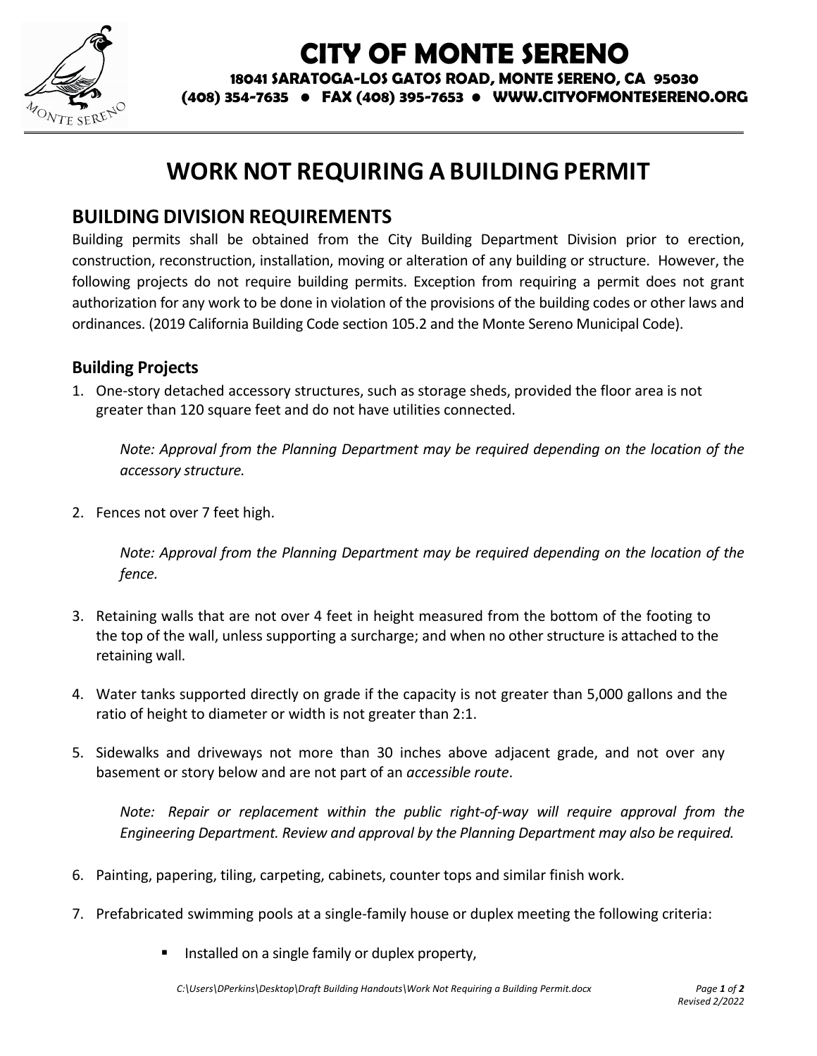# CITY OF MONTE SERENO

**18041 SARATOGA-LOS GATOS ROAD, MONTE SERENO, CA 95030**
**(408) 354-7635 • FAX (408) 395-7653 • WWW.CITYOFMONTESERENO.ORG**

# WORK NOT REQUIRING A BUILDING PERMIT

## BUILDING DIVISION REQUIREMENTS

Building permits shall be obtained from the City Building Department Division prior to erection, construction, reconstruction, installation, moving or alteration of any building or structure. However, the following projects do not require building permits. Exception from requiring a permit does not grant authorization for any work to be done in violation of the provisions of the building codes or other laws and ordinances. (2019 California Building Code section 105.2 and the Monte Sereno Municipal Code).

### Building Projects

1. One-story detached accessory structures, such as storage sheds, provided the floor area is not greater than 120 square feet and do not have utilities connected.

   *Note: Approval from the Planning Department may be required depending on the location of the accessory structure.*

2. Fences not over 7 feet high.

   *Note: Approval from the Planning Department may be required depending on the location of the fence.*

3. Retaining walls that are not over 4 feet in height measured from the bottom of the footing to the top of the wall, unless supporting a surcharge; and when no other structure is attached to the retaining wall.

4. Water tanks supported directly on grade if the capacity is not greater than 5,000 gallons and the ratio of height to diameter or width is not greater than 2:1.

5. Sidewalks and driveways not more than 30 inches above adjacent grade, and not over any basement or story below and are not part of an *accessible route*.

   *Note: Repair or replacement within the public right-of-way will require approval from the Engineering Department. Review and approval by the Planning Department may also be required.*

6. Painting, papering, tiling, carpeting, cabinets, counter tops and similar finish work.

7. Prefabricated swimming pools at a single-family house or duplex meeting the following criteria:

   - Installed on a single family or duplex property,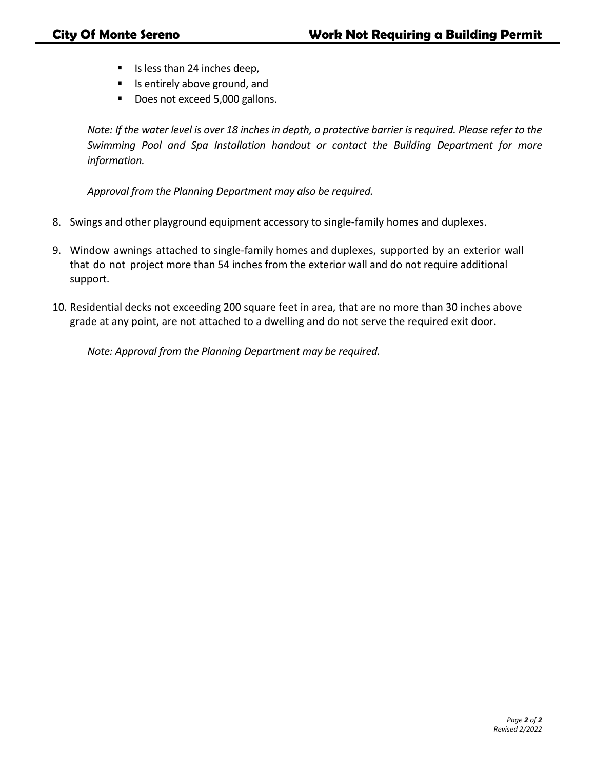- Is less than 24 inches deep,
- Is entirely above ground, and
- Does not exceed 5,000 gallons.

*Note: If the water level is over 18 inches in depth, a protective barrier is required. Please refer to the Swimming Pool and Spa Installation handout or contact the Building Department for more information.*

*Approval from the Planning Department may also be required.*

8. Swings and other playground equipment accessory to single-family homes and duplexes.

9. Window awnings attached to single-family homes and duplexes, supported by an exterior wall that do not project more than 54 inches from the exterior wall and do not require additional support.

10. Residential decks not exceeding 200 square feet in area, that are no more than 30 inches above grade at any point, are not attached to a dwelling and do not serve the required exit door.

    *Note: Approval from the Planning Department may be required.*

*Revised 2/2022*